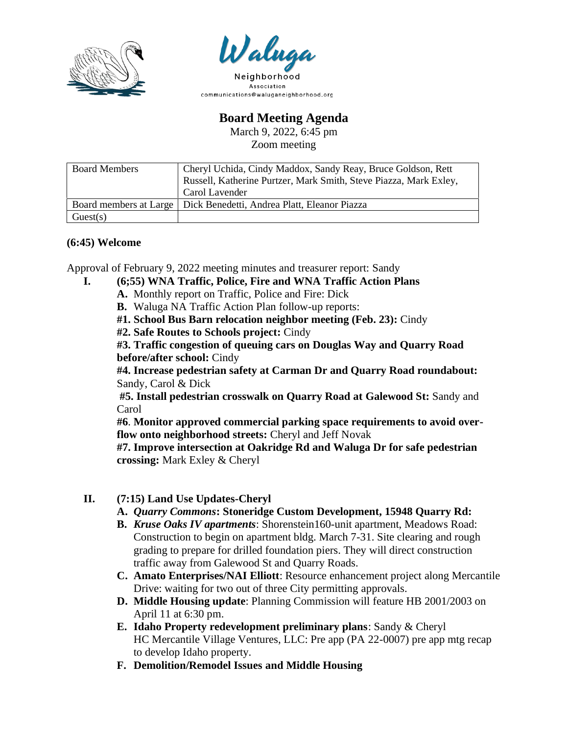Waluga

Neighborhood
Association
communications@waluganeighborhood.org

# Board Meeting Agenda

March 9, 2022, 6:45 pm
Zoom meeting

| Board Members | Cheryl Uchida, Cindy Maddox, Sandy Reay, Bruce Goldson, Rett Russell, Katherine Purtzer, Mark Smith, Steve Piazza, Mark Exley, Carol Lavender |
|---|---|
| Board members at Large | Dick Benedetti, Andrea Platt, Eleanor Piazza |
| Guest(s) | |

**(6:45) Welcome**

Approval of February 9, 2022 meeting minutes and treasurer report: Sandy

**I. (6;55) WNA Traffic, Police, Fire and WNA Traffic Action Plans**

**A.** Monthly report on Traffic, Police and Fire: Dick

**B.** Waluga NA Traffic Action Plan follow-up reports:

**#1. School Bus Barn relocation neighbor meeting (Feb. 23):** Cindy

**#2. Safe Routes to Schools project:** Cindy

**#3. Traffic congestion of queuing cars on Douglas Way and Quarry Road before/after school:** Cindy

**#4. Increase pedestrian safety at Carman Dr and Quarry Road roundabout:** Sandy, Carol & Dick

**#5. Install pedestrian crosswalk on Quarry Road at Galewood St:** Sandy and Carol

**#6**. **Monitor approved commercial parking space requirements to avoid over-flow onto neighborhood streets:** Cheryl and Jeff Novak

**#7. Improve intersection at Oakridge Rd and Waluga Dr for safe pedestrian crossing:** Mark Exley & Cheryl

**II. (7:15) Land Use Updates-Cheryl**

**A.** ***Quarry Commons*****: Stoneridge Custom Development, 15948 Quarry Rd:**

**B.** ***Kruse Oaks IV apartments***: Shorenstein160-unit apartment, Meadows Road: Construction to begin on apartment bldg. March 7-31. Site clearing and rough grading to prepare for drilled foundation piers. They will direct construction traffic away from Galewood St and Quarry Roads.

**C.** **Amato Enterprises/NAI Elliott**: Resource enhancement project along Mercantile Drive: waiting for two out of three City permitting approvals.

**D.** **Middle Housing update**: Planning Commission will feature HB 2001/2003 on April 11 at 6:30 pm.

**E.** **Idaho Property redevelopment preliminary plans**: Sandy & Cheryl
HC Mercantile Village Ventures, LLC: Pre app (PA 22-0007) pre app mtg recap to develop Idaho property.

**F.** **Demolition/Remodel Issues and Middle Housing**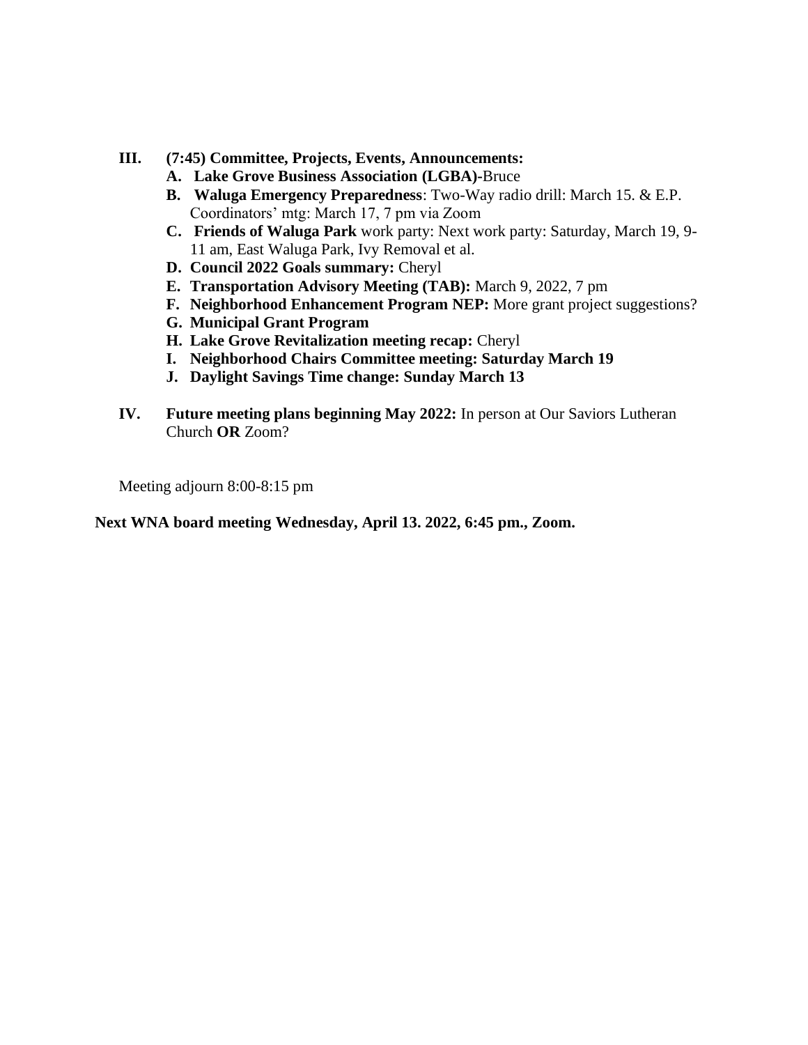**III. (7:45) Committee, Projects, Events, Announcements:**

- **A. Lake Grove Business Association (LGBA)**-Bruce
- **B. Waluga Emergency Preparedness**: Two-Way radio drill: March 15. & E.P. Coordinators' mtg: March 17, 7 pm via Zoom
- **C. Friends of Waluga Park** work party: Next work party: Saturday, March 19, 9-11 am, East Waluga Park, Ivy Removal et al.
- **D. Council 2022 Goals summary:** Cheryl
- **E. Transportation Advisory Meeting (TAB):** March 9, 2022, 7 pm
- **F. Neighborhood Enhancement Program NEP:** More grant project suggestions?
- **G. Municipal Grant Program**
- **H. Lake Grove Revitalization meeting recap:** Cheryl
- **I. Neighborhood Chairs Committee meeting: Saturday March 19**
- **J. Daylight Savings Time change: Sunday March 13**

**IV. Future meeting plans beginning May 2022:** In person at Our Saviors Lutheran Church **OR** Zoom?

Meeting adjourn 8:00-8:15 pm

**Next WNA board meeting Wednesday, April 13. 2022, 6:45 pm., Zoom.**